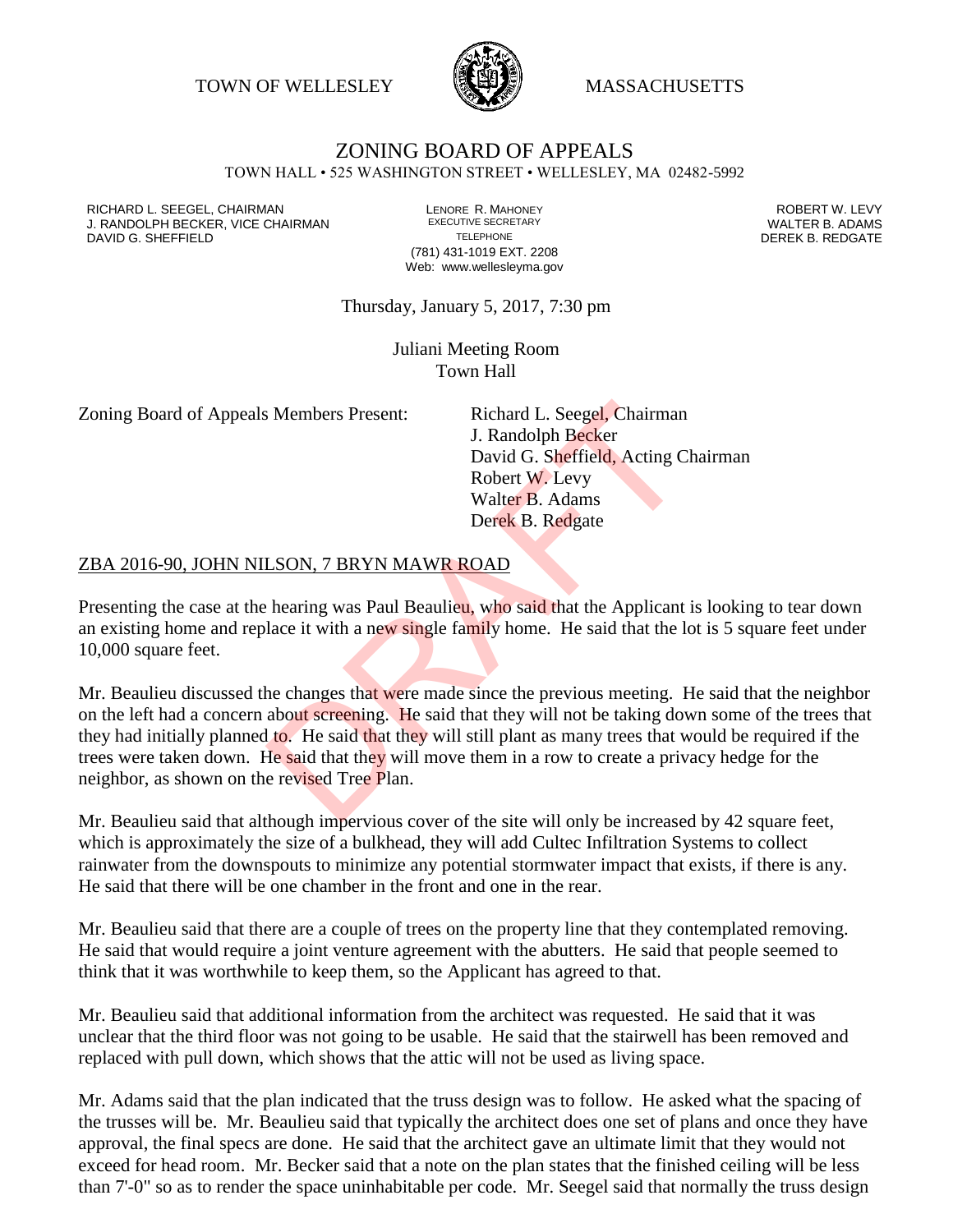TOWN OF WELLESLEY MASSACHUSETTS

# ZONING BOARD OF APPEALS

TOWN HALL • 525 WASHINGTON STREET • WELLESLEY, MA 02482-5992

RICHARD L. SEEGEL, CHAIRMAN
J. RANDOLPH BECKER, VICE CHAIRMAN
DAVID G. SHEFFIELD

LENORE R. MAHONEY
EXECUTIVE SECRETARY
TELEPHONE
(781) 431-1019 EXT. 2208
Web: www.wellesleyma.gov

ROBERT W. LEVY
WALTER B. ADAMS
DEREK B. REDGATE

Thursday, January 5, 2017, 7:30 pm

Juliani Meeting Room
Town Hall

Zoning Board of Appeals Members Present:

Richard L. Seegel, Chairman
J. Randolph Becker
David G. Sheffield, Acting Chairman
Robert W. Levy
Walter B. Adams
Derek B. Redgate

DRAFT

ZBA 2016-90, JOHN NILSON, 7 BRYN MAWR ROAD

Presenting the case at the hearing was Paul Beaulieu, who said that the Applicant is looking to tear down an existing home and replace it with a new single family home. He said that the lot is 5 square feet under 10,000 square feet.

Mr. Beaulieu discussed the changes that were made since the previous meeting. He said that the neighbor on the left had a concern about screening. He said that they will not be taking down some of the trees that they had initially planned to. He said that they will still plant as many trees that would be required if the trees were taken down. He said that they will move them in a row to create a privacy hedge for the neighbor, as shown on the revised Tree Plan.

Mr. Beaulieu said that although impervious cover of the site will only be increased by 42 square feet, which is approximately the size of a bulkhead, they will add Cultec Infiltration Systems to collect rainwater from the downspouts to minimize any potential stormwater impact that exists, if there is any. He said that there will be one chamber in the front and one in the rear.

Mr. Beaulieu said that there are a couple of trees on the property line that they contemplated removing. He said that would require a joint venture agreement with the abutters. He said that people seemed to think that it was worthwhile to keep them, so the Applicant has agreed to that.

Mr. Beaulieu said that additional information from the architect was requested. He said that it was unclear that the third floor was not going to be usable. He said that the stairwell has been removed and replaced with pull down, which shows that the attic will not be used as living space.

Mr. Adams said that the plan indicated that the truss design was to follow. He asked what the spacing of the trusses will be. Mr. Beaulieu said that typically the architect does one set of plans and once they have approval, the final specs are done. He said that the architect gave an ultimate limit that they would not exceed for head room. Mr. Becker said that a note on the plan states that the finished ceiling will be less than 7'-0" so as to render the space uninhabitable per code. Mr. Seegel said that normally the truss design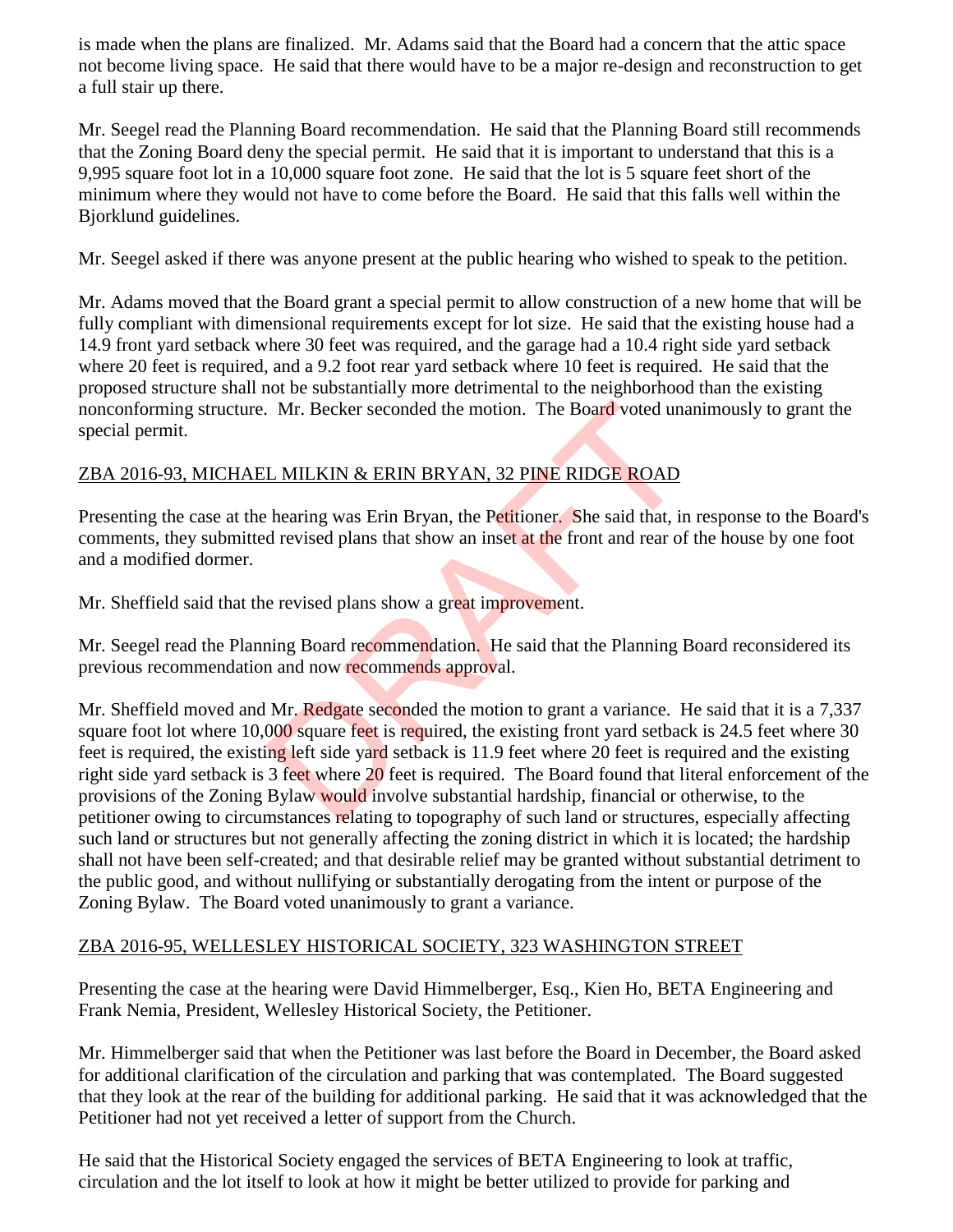is made when the plans are finalized. Mr. Adams said that the Board had a concern that the attic space not become living space. He said that there would have to be a major re-design and reconstruction to get a full stair up there.

Mr. Seegel read the Planning Board recommendation. He said that the Planning Board still recommends that the Zoning Board deny the special permit. He said that it is important to understand that this is a 9,995 square foot lot in a 10,000 square foot zone. He said that the lot is 5 square feet short of the minimum where they would not have to come before the Board. He said that this falls well within the Bjorklund guidelines.

Mr. Seegel asked if there was anyone present at the public hearing who wished to speak to the petition.

Mr. Adams moved that the Board grant a special permit to allow construction of a new home that will be fully compliant with dimensional requirements except for lot size. He said that the existing house had a 14.9 front yard setback where 30 feet was required, and the garage had a 10.4 right side yard setback where 20 feet is required, and a 9.2 foot rear yard setback where 10 feet is required. He said that the proposed structure shall not be substantially more detrimental to the neighborhood than the existing nonconforming structure. Mr. Becker seconded the motion. The Board voted unanimously to grant the special permit.

ZBA 2016-93, MICHAEL MILKIN & ERIN BRYAN, 32 PINE RIDGE ROAD

Presenting the case at the hearing was Erin Bryan, the Petitioner. She said that, in response to the Board's comments, they submitted revised plans that show an inset at the front and rear of the house by one foot and a modified dormer.

Mr. Sheffield said that the revised plans show a great improvement.

Mr. Seegel read the Planning Board recommendation. He said that the Planning Board reconsidered its previous recommendation and now recommends approval.

Mr. Sheffield moved and Mr. Redgate seconded the motion to grant a variance. He said that it is a 7,337 square foot lot where 10,000 square feet is required, the existing front yard setback is 24.5 feet where 30 feet is required, the existing left side yard setback is 11.9 feet where 20 feet is required and the existing right side yard setback is 3 feet where 20 feet is required. The Board found that literal enforcement of the provisions of the Zoning Bylaw would involve substantial hardship, financial or otherwise, to the petitioner owing to circumstances relating to topography of such land or structures, especially affecting such land or structures but not generally affecting the zoning district in which it is located; the hardship shall not have been self-created; and that desirable relief may be granted without substantial detriment to the public good, and without nullifying or substantially derogating from the intent or purpose of the Zoning Bylaw. The Board voted unanimously to grant a variance.

ZBA 2016-95, WELLESLEY HISTORICAL SOCIETY, 323 WASHINGTON STREET

Presenting the case at the hearing were David Himmelberger, Esq., Kien Ho, BETA Engineering and Frank Nemia, President, Wellesley Historical Society, the Petitioner.

Mr. Himmelberger said that when the Petitioner was last before the Board in December, the Board asked for additional clarification of the circulation and parking that was contemplated. The Board suggested that they look at the rear of the building for additional parking. He said that it was acknowledged that the Petitioner had not yet received a letter of support from the Church.

He said that the Historical Society engaged the services of BETA Engineering to look at traffic, circulation and the lot itself to look at how it might be better utilized to provide for parking and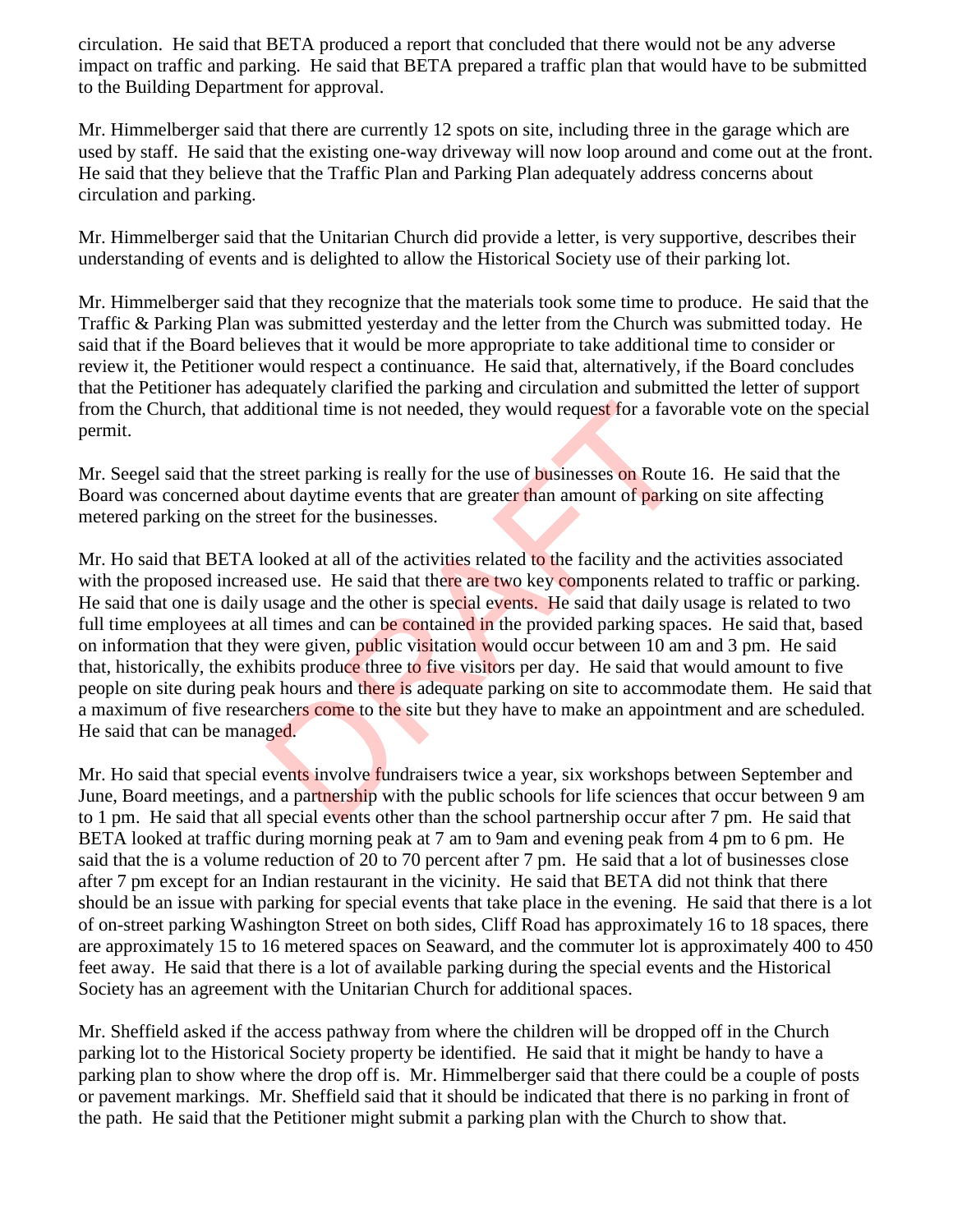circulation. He said that BETA produced a report that concluded that there would not be any adverse impact on traffic and parking. He said that BETA prepared a traffic plan that would have to be submitted to the Building Department for approval.

Mr. Himmelberger said that there are currently 12 spots on site, including three in the garage which are used by staff. He said that the existing one-way driveway will now loop around and come out at the front. He said that they believe that the Traffic Plan and Parking Plan adequately address concerns about circulation and parking.

Mr. Himmelberger said that the Unitarian Church did provide a letter, is very supportive, describes their understanding of events and is delighted to allow the Historical Society use of their parking lot.

Mr. Himmelberger said that they recognize that the materials took some time to produce. He said that the Traffic & Parking Plan was submitted yesterday and the letter from the Church was submitted today. He said that if the Board believes that it would be more appropriate to take additional time to consider or review it, the Petitioner would respect a continuance. He said that, alternatively, if the Board concludes that the Petitioner has adequately clarified the parking and circulation and submitted the letter of support from the Church, that additional time is not needed, they would request for a favorable vote on the special permit.

Mr. Seegel said that the street parking is really for the use of businesses on Route 16. He said that the Board was concerned about daytime events that are greater than amount of parking on site affecting metered parking on the street for the businesses.

Mr. Ho said that BETA looked at all of the activities related to the facility and the activities associated with the proposed increased use. He said that there are two key components related to traffic or parking. He said that one is daily usage and the other is special events. He said that daily usage is related to two full time employees at all times and can be contained in the provided parking spaces. He said that, based on information that they were given, public visitation would occur between 10 am and 3 pm. He said that, historically, the exhibits produce three to five visitors per day. He said that would amount to five people on site during peak hours and there is adequate parking on site to accommodate them. He said that a maximum of five researchers come to the site but they have to make an appointment and are scheduled. He said that can be managed.

Mr. Ho said that special events involve fundraisers twice a year, six workshops between September and June, Board meetings, and a partnership with the public schools for life sciences that occur between 9 am to 1 pm. He said that all special events other than the school partnership occur after 7 pm. He said that BETA looked at traffic during morning peak at 7 am to 9am and evening peak from 4 pm to 6 pm. He said that the is a volume reduction of 20 to 70 percent after 7 pm. He said that a lot of businesses close after 7 pm except for an Indian restaurant in the vicinity. He said that BETA did not think that there should be an issue with parking for special events that take place in the evening. He said that there is a lot of on-street parking Washington Street on both sides, Cliff Road has approximately 16 to 18 spaces, there are approximately 15 to 16 metered spaces on Seaward, and the commuter lot is approximately 400 to 450 feet away. He said that there is a lot of available parking during the special events and the Historical Society has an agreement with the Unitarian Church for additional spaces.

Mr. Sheffield asked if the access pathway from where the children will be dropped off in the Church parking lot to the Historical Society property be identified. He said that it might be handy to have a parking plan to show where the drop off is. Mr. Himmelberger said that there could be a couple of posts or pavement markings. Mr. Sheffield said that it should be indicated that there is no parking in front of the path. He said that the Petitioner might submit a parking plan with the Church to show that.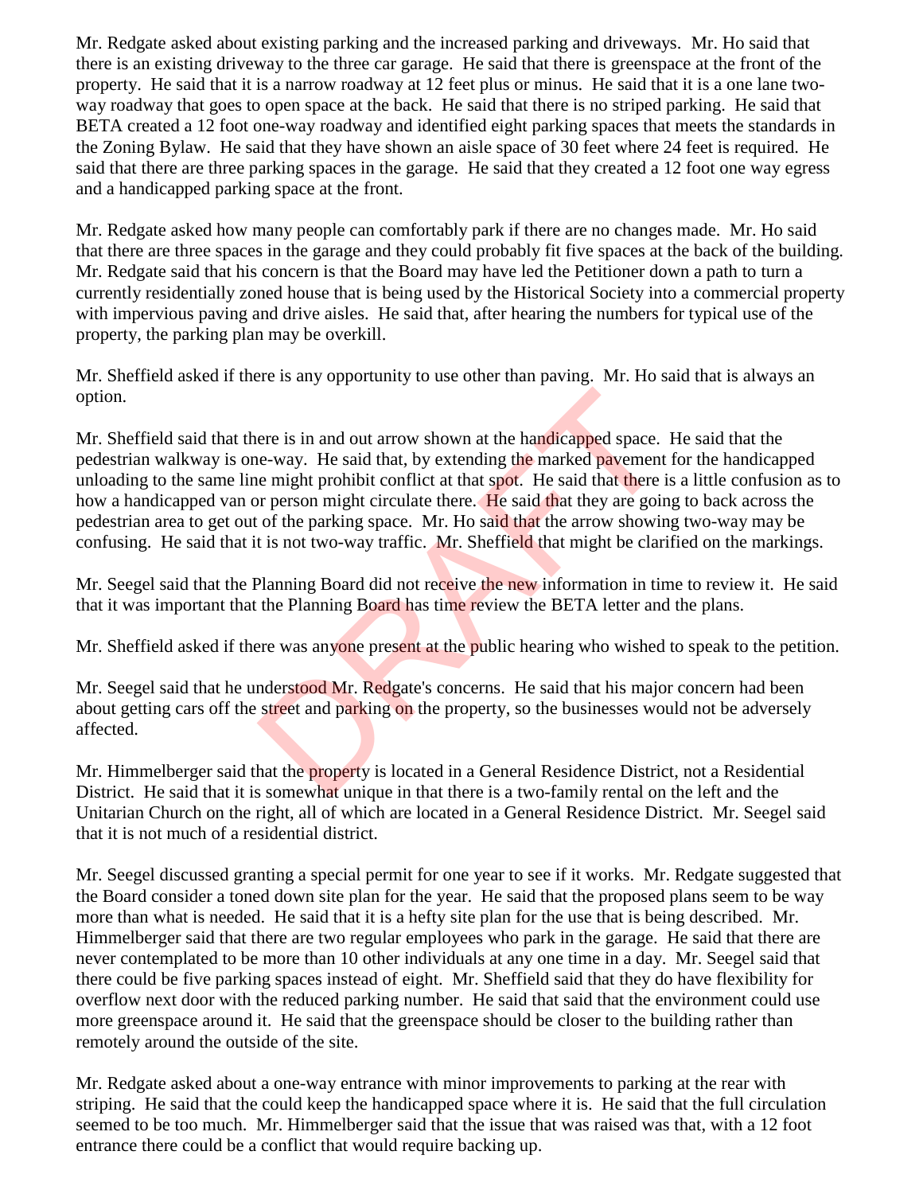Mr. Redgate asked about existing parking and the increased parking and driveways. Mr. Ho said that there is an existing driveway to the three car garage. He said that there is greenspace at the front of the property. He said that it is a narrow roadway at 12 feet plus or minus. He said that it is a one lane two-way roadway that goes to open space at the back. He said that there is no striped parking. He said that BETA created a 12 foot one-way roadway and identified eight parking spaces that meets the standards in the Zoning Bylaw. He said that they have shown an aisle space of 30 feet where 24 feet is required. He said that there are three parking spaces in the garage. He said that they created a 12 foot one way egress and a handicapped parking space at the front.

Mr. Redgate asked how many people can comfortably park if there are no changes made. Mr. Ho said that there are three spaces in the garage and they could probably fit five spaces at the back of the building. Mr. Redgate said that his concern is that the Board may have led the Petitioner down a path to turn a currently residentially zoned house that is being used by the Historical Society into a commercial property with impervious paving and drive aisles. He said that, after hearing the numbers for typical use of the property, the parking plan may be overkill.

Mr. Sheffield asked if there is any opportunity to use other than paving. Mr. Ho said that is always an option.

Mr. Sheffield said that there is in and out arrow shown at the handicapped space. He said that the pedestrian walkway is one-way. He said that, by extending the marked pavement for the handicapped unloading to the same line might prohibit conflict at that spot. He said that there is a little confusion as to how a handicapped van or person might circulate there. He said that they are going to back across the pedestrian area to get out of the parking space. Mr. Ho said that the arrow showing two-way may be confusing. He said that it is not two-way traffic. Mr. Sheffield that might be clarified on the markings.

Mr. Seegel said that the Planning Board did not receive the new information in time to review it. He said that it was important that the Planning Board has time review the BETA letter and the plans.

Mr. Sheffield asked if there was anyone present at the public hearing who wished to speak to the petition.

Mr. Seegel said that he understood Mr. Redgate's concerns. He said that his major concern had been about getting cars off the street and parking on the property, so the businesses would not be adversely affected.

Mr. Himmelberger said that the property is located in a General Residence District, not a Residential District. He said that it is somewhat unique in that there is a two-family rental on the left and the Unitarian Church on the right, all of which are located in a General Residence District. Mr. Seegel said that it is not much of a residential district.

Mr. Seegel discussed granting a special permit for one year to see if it works. Mr. Redgate suggested that the Board consider a toned down site plan for the year. He said that the proposed plans seem to be way more than what is needed. He said that it is a hefty site plan for the use that is being described. Mr. Himmelberger said that there are two regular employees who park in the garage. He said that there are never contemplated to be more than 10 other individuals at any one time in a day. Mr. Seegel said that there could be five parking spaces instead of eight. Mr. Sheffield said that they do have flexibility for overflow next door with the reduced parking number. He said that said that the environment could use more greenspace around it. He said that the greenspace should be closer to the building rather than remotely around the outside of the site.

Mr. Redgate asked about a one-way entrance with minor improvements to parking at the rear with striping. He said that the could keep the handicapped space where it is. He said that the full circulation seemed to be too much. Mr. Himmelberger said that the issue that was raised was that, with a 12 foot entrance there could be a conflict that would require backing up.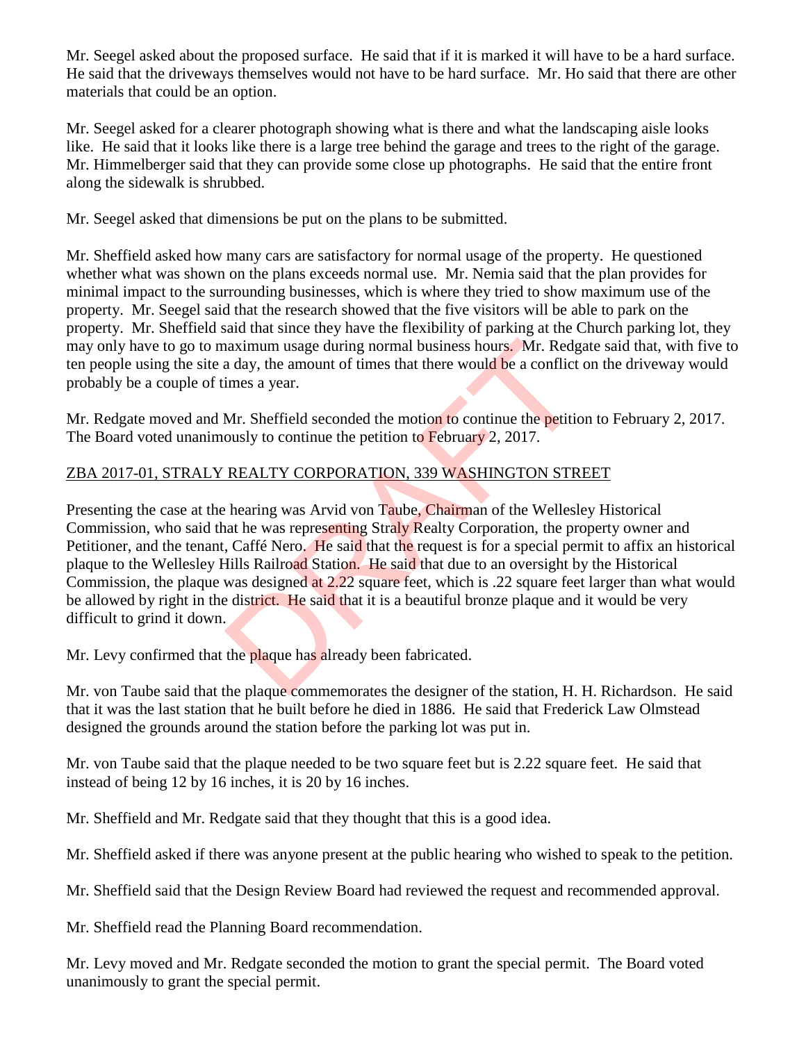Mr. Seegel asked about the proposed surface. He said that if it is marked it will have to be a hard surface. He said that the driveways themselves would not have to be hard surface. Mr. Ho said that there are other materials that could be an option.

Mr. Seegel asked for a clearer photograph showing what is there and what the landscaping aisle looks like. He said that it looks like there is a large tree behind the garage and trees to the right of the garage. Mr. Himmelberger said that they can provide some close up photographs. He said that the entire front along the sidewalk is shrubbed.

Mr. Seegel asked that dimensions be put on the plans to be submitted.

Mr. Sheffield asked how many cars are satisfactory for normal usage of the property. He questioned whether what was shown on the plans exceeds normal use. Mr. Nemia said that the plan provides for minimal impact to the surrounding businesses, which is where they tried to show maximum use of the property. Mr. Seegel said that the research showed that the five visitors will be able to park on the property. Mr. Sheffield said that since they have the flexibility of parking at the Church parking lot, they may only have to go to maximum usage during normal business hours. Mr. Redgate said that, with five to ten people using the site a day, the amount of times that there would be a conflict on the driveway would probably be a couple of times a year.

Mr. Redgate moved and Mr. Sheffield seconded the motion to continue the petition to February 2, 2017. The Board voted unanimously to continue the petition to February 2, 2017.

ZBA 2017-01, STRALY REALTY CORPORATION, 339 WASHINGTON STREET

Presenting the case at the hearing was Arvid von Taube, Chairman of the Wellesley Historical Commission, who said that he was representing Straly Realty Corporation, the property owner and Petitioner, and the tenant, Caffé Nero. He said that the request is for a special permit to affix an historical plaque to the Wellesley Hills Railroad Station. He said that due to an oversight by the Historical Commission, the plaque was designed at 2.22 square feet, which is .22 square feet larger than what would be allowed by right in the district. He said that it is a beautiful bronze plaque and it would be very difficult to grind it down.

Mr. Levy confirmed that the plaque has already been fabricated.

Mr. von Taube said that the plaque commemorates the designer of the station, H. H. Richardson. He said that it was the last station that he built before he died in 1886. He said that Frederick Law Olmstead designed the grounds around the station before the parking lot was put in.

Mr. von Taube said that the plaque needed to be two square feet but is 2.22 square feet. He said that instead of being 12 by 16 inches, it is 20 by 16 inches.

Mr. Sheffield and Mr. Redgate said that they thought that this is a good idea.

Mr. Sheffield asked if there was anyone present at the public hearing who wished to speak to the petition.

Mr. Sheffield said that the Design Review Board had reviewed the request and recommended approval.

Mr. Sheffield read the Planning Board recommendation.

Mr. Levy moved and Mr. Redgate seconded the motion to grant the special permit. The Board voted unanimously to grant the special permit.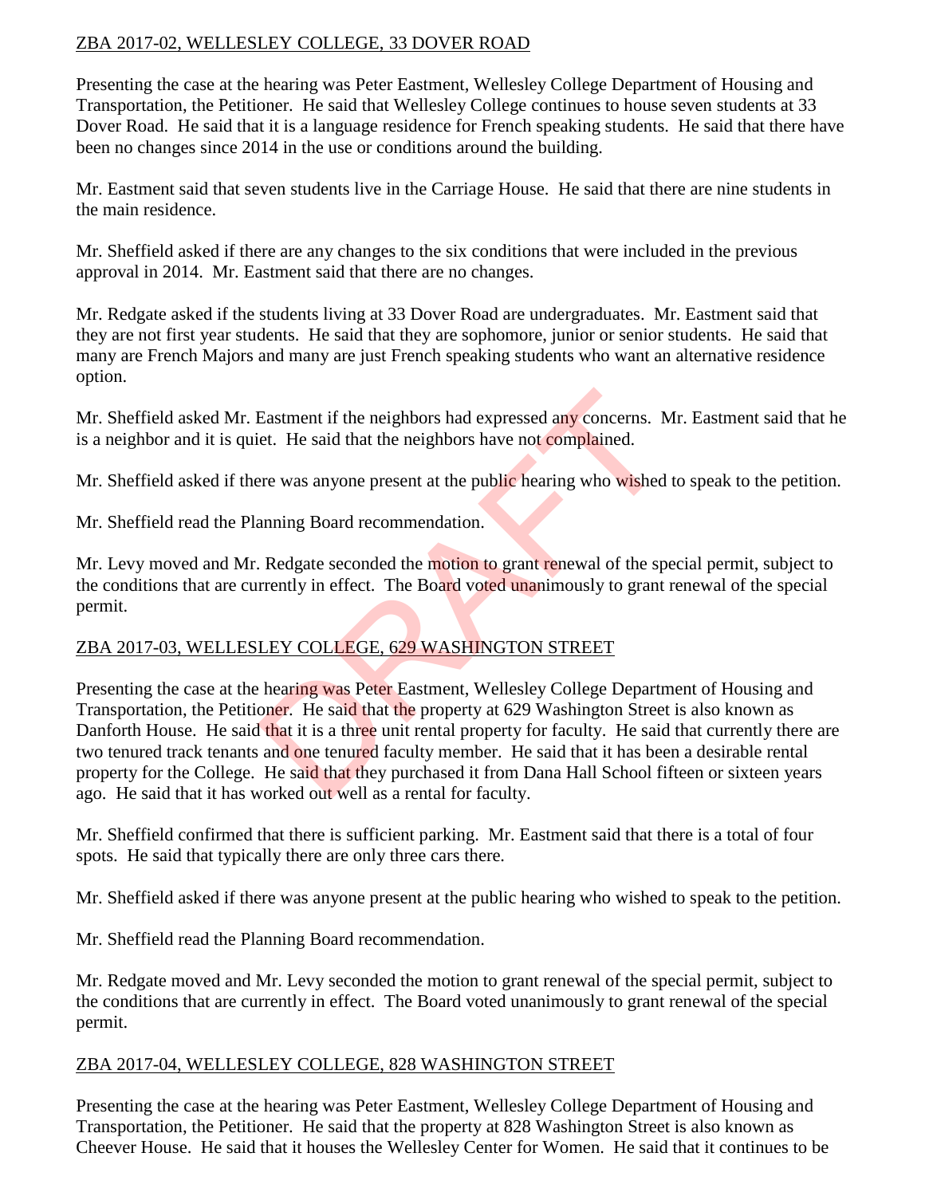## ZBA 2017-02, WELLESLEY COLLEGE, 33 DOVER ROAD

Presenting the case at the hearing was Peter Eastment, Wellesley College Department of Housing and Transportation, the Petitioner. He said that Wellesley College continues to house seven students at 33 Dover Road. He said that it is a language residence for French speaking students. He said that there have been no changes since 2014 in the use or conditions around the building.

Mr. Eastment said that seven students live in the Carriage House. He said that there are nine students in the main residence.

Mr. Sheffield asked if there are any changes to the six conditions that were included in the previous approval in 2014. Mr. Eastment said that there are no changes.

Mr. Redgate asked if the students living at 33 Dover Road are undergraduates. Mr. Eastment said that they are not first year students. He said that they are sophomore, junior or senior students. He said that many are French Majors and many are just French speaking students who want an alternative residence option.

Mr. Sheffield asked Mr. Eastment if the neighbors had expressed any concerns. Mr. Eastment said that he is a neighbor and it is quiet. He said that the neighbors have not complained.

Mr. Sheffield asked if there was anyone present at the public hearing who wished to speak to the petition.

Mr. Sheffield read the Planning Board recommendation.

Mr. Levy moved and Mr. Redgate seconded the motion to grant renewal of the special permit, subject to the conditions that are currently in effect. The Board voted unanimously to grant renewal of the special permit.

## ZBA 2017-03, WELLESLEY COLLEGE, 629 WASHINGTON STREET

Presenting the case at the hearing was Peter Eastment, Wellesley College Department of Housing and Transportation, the Petitioner. He said that the property at 629 Washington Street is also known as Danforth House. He said that it is a three unit rental property for faculty. He said that currently there are two tenured track tenants and one tenured faculty member. He said that it has been a desirable rental property for the College. He said that they purchased it from Dana Hall School fifteen or sixteen years ago. He said that it has worked out well as a rental for faculty.

Mr. Sheffield confirmed that there is sufficient parking. Mr. Eastment said that there is a total of four spots. He said that typically there are only three cars there.

Mr. Sheffield asked if there was anyone present at the public hearing who wished to speak to the petition.

Mr. Sheffield read the Planning Board recommendation.

Mr. Redgate moved and Mr. Levy seconded the motion to grant renewal of the special permit, subject to the conditions that are currently in effect. The Board voted unanimously to grant renewal of the special permit.

## ZBA 2017-04, WELLESLEY COLLEGE, 828 WASHINGTON STREET

Presenting the case at the hearing was Peter Eastment, Wellesley College Department of Housing and Transportation, the Petitioner. He said that the property at 828 Washington Street is also known as Cheever House. He said that it houses the Wellesley Center for Women. He said that it continues to be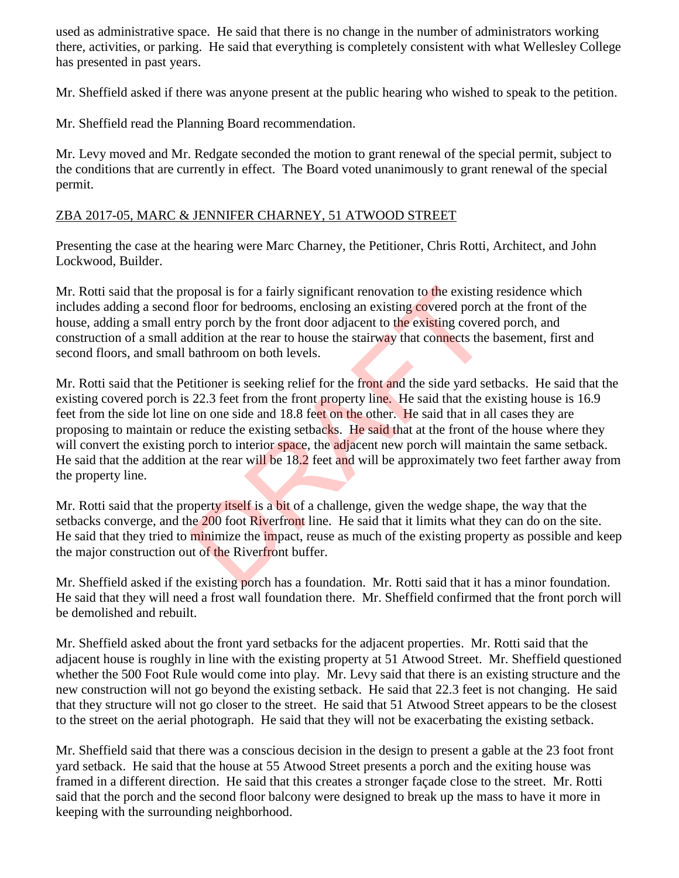used as administrative space. He said that there is no change in the number of administrators working there, activities, or parking. He said that everything is completely consistent with what Wellesley College has presented in past years.

Mr. Sheffield asked if there was anyone present at the public hearing who wished to speak to the petition.

Mr. Sheffield read the Planning Board recommendation.

Mr. Levy moved and Mr. Redgate seconded the motion to grant renewal of the special permit, subject to the conditions that are currently in effect. The Board voted unanimously to grant renewal of the special permit.

ZBA 2017-05, MARC & JENNIFER CHARNEY, 51 ATWOOD STREET

Presenting the case at the hearing were Marc Charney, the Petitioner, Chris Rotti, Architect, and John Lockwood, Builder.

Mr. Rotti said that the proposal is for a fairly significant renovation to the existing residence which includes adding a second floor for bedrooms, enclosing an existing covered porch at the front of the house, adding a small entry porch by the front door adjacent to the existing covered porch, and construction of a small addition at the rear to house the stairway that connects the basement, first and second floors, and small bathroom on both levels.

Mr. Rotti said that the Petitioner is seeking relief for the front and the side yard setbacks. He said that the existing covered porch is 22.3 feet from the front property line. He said that the existing house is 16.9 feet from the side lot line on one side and 18.8 feet on the other. He said that in all cases they are proposing to maintain or reduce the existing setbacks. He said that at the front of the house where they will convert the existing porch to interior space, the adjacent new porch will maintain the same setback. He said that the addition at the rear will be 18.2 feet and will be approximately two feet farther away from the property line.

Mr. Rotti said that the property itself is a bit of a challenge, given the wedge shape, the way that the setbacks converge, and the 200 foot Riverfront line. He said that it limits what they can do on the site. He said that they tried to minimize the impact, reuse as much of the existing property as possible and keep the major construction out of the Riverfront buffer.

Mr. Sheffield asked if the existing porch has a foundation. Mr. Rotti said that it has a minor foundation. He said that they will need a frost wall foundation there. Mr. Sheffield confirmed that the front porch will be demolished and rebuilt.

Mr. Sheffield asked about the front yard setbacks for the adjacent properties. Mr. Rotti said that the adjacent house is roughly in line with the existing property at 51 Atwood Street. Mr. Sheffield questioned whether the 500 Foot Rule would come into play. Mr. Levy said that there is an existing structure and the new construction will not go beyond the existing setback. He said that 22.3 feet is not changing. He said that they structure will not go closer to the street. He said that 51 Atwood Street appears to be the closest to the street on the aerial photograph. He said that they will not be exacerbating the existing setback.

Mr. Sheffield said that there was a conscious decision in the design to present a gable at the 23 foot front yard setback. He said that the house at 55 Atwood Street presents a porch and the exiting house was framed in a different direction. He said that this creates a stronger façade close to the street. Mr. Rotti said that the porch and the second floor balcony were designed to break up the mass to have it more in keeping with the surrounding neighborhood.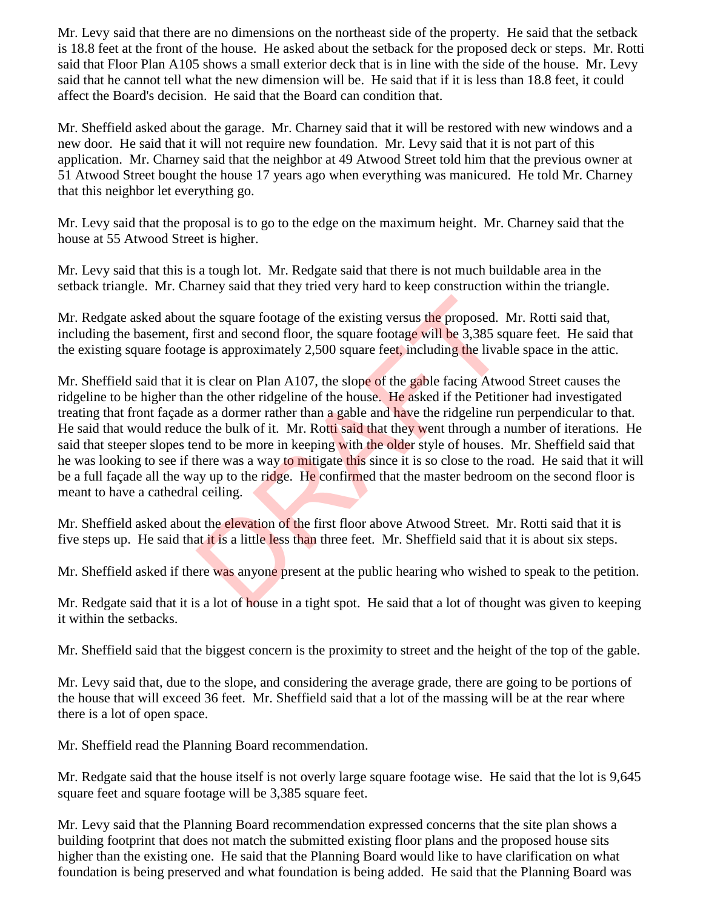Mr. Levy said that there are no dimensions on the northeast side of the property. He said that the setback is 18.8 feet at the front of the house. He asked about the setback for the proposed deck or steps. Mr. Rotti said that Floor Plan A105 shows a small exterior deck that is in line with the side of the house. Mr. Levy said that he cannot tell what the new dimension will be. He said that if it is less than 18.8 feet, it could affect the Board's decision. He said that the Board can condition that.

Mr. Sheffield asked about the garage. Mr. Charney said that it will be restored with new windows and a new door. He said that it will not require new foundation. Mr. Levy said that it is not part of this application. Mr. Charney said that the neighbor at 49 Atwood Street told him that the previous owner at 51 Atwood Street bought the house 17 years ago when everything was manicured. He told Mr. Charney that this neighbor let everything go.

Mr. Levy said that the proposal is to go to the edge on the maximum height. Mr. Charney said that the house at 55 Atwood Street is higher.

Mr. Levy said that this is a tough lot. Mr. Redgate said that there is not much buildable area in the setback triangle. Mr. Charney said that they tried very hard to keep construction within the triangle.

Mr. Redgate asked about the square footage of the existing versus the proposed. Mr. Rotti said that, including the basement, first and second floor, the square footage will be 3,385 square feet. He said that the existing square footage is approximately 2,500 square feet, including the livable space in the attic.

Mr. Sheffield said that it is clear on Plan A107, the slope of the gable facing Atwood Street causes the ridgeline to be higher than the other ridgeline of the house. He asked if the Petitioner had investigated treating that front façade as a dormer rather than a gable and have the ridgeline run perpendicular to that. He said that would reduce the bulk of it. Mr. Rotti said that they went through a number of iterations. He said that steeper slopes tend to be more in keeping with the older style of houses. Mr. Sheffield said that he was looking to see if there was a way to mitigate this since it is so close to the road. He said that it will be a full façade all the way up to the ridge. He confirmed that the master bedroom on the second floor is meant to have a cathedral ceiling.

Mr. Sheffield asked about the elevation of the first floor above Atwood Street. Mr. Rotti said that it is five steps up. He said that it is a little less than three feet. Mr. Sheffield said that it is about six steps.

Mr. Sheffield asked if there was anyone present at the public hearing who wished to speak to the petition.

Mr. Redgate said that it is a lot of house in a tight spot. He said that a lot of thought was given to keeping it within the setbacks.

Mr. Sheffield said that the biggest concern is the proximity to street and the height of the top of the gable.

Mr. Levy said that, due to the slope, and considering the average grade, there are going to be portions of the house that will exceed 36 feet. Mr. Sheffield said that a lot of the massing will be at the rear where there is a lot of open space.

Mr. Sheffield read the Planning Board recommendation.

Mr. Redgate said that the house itself is not overly large square footage wise. He said that the lot is 9,645 square feet and square footage will be 3,385 square feet.

Mr. Levy said that the Planning Board recommendation expressed concerns that the site plan shows a building footprint that does not match the submitted existing floor plans and the proposed house sits higher than the existing one. He said that the Planning Board would like to have clarification on what foundation is being preserved and what foundation is being added. He said that the Planning Board was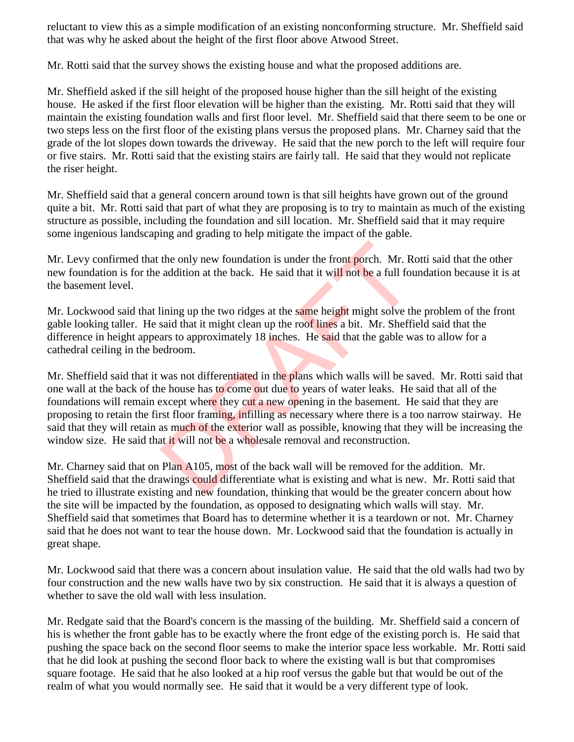reluctant to view this as a simple modification of an existing nonconforming structure. Mr. Sheffield said that was why he asked about the height of the first floor above Atwood Street.

Mr. Rotti said that the survey shows the existing house and what the proposed additions are.

Mr. Sheffield asked if the sill height of the proposed house higher than the sill height of the existing house. He asked if the first floor elevation will be higher than the existing. Mr. Rotti said that they will maintain the existing foundation walls and first floor level. Mr. Sheffield said that there seem to be one or two steps less on the first floor of the existing plans versus the proposed plans. Mr. Charney said that the grade of the lot slopes down towards the driveway. He said that the new porch to the left will require four or five stairs. Mr. Rotti said that the existing stairs are fairly tall. He said that they would not replicate the riser height.

Mr. Sheffield said that a general concern around town is that sill heights have grown out of the ground quite a bit. Mr. Rotti said that part of what they are proposing is to try to maintain as much of the existing structure as possible, including the foundation and sill location. Mr. Sheffield said that it may require some ingenious landscaping and grading to help mitigate the impact of the gable.

Mr. Levy confirmed that the only new foundation is under the front porch. Mr. Rotti said that the other new foundation is for the addition at the back. He said that it will not be a full foundation because it is at the basement level.

Mr. Lockwood said that lining up the two ridges at the same height might solve the problem of the front gable looking taller. He said that it might clean up the roof lines a bit. Mr. Sheffield said that the difference in height appears to approximately 18 inches. He said that the gable was to allow for a cathedral ceiling in the bedroom.

Mr. Sheffield said that it was not differentiated in the plans which walls will be saved. Mr. Rotti said that one wall at the back of the house has to come out due to years of water leaks. He said that all of the foundations will remain except where they cut a new opening in the basement. He said that they are proposing to retain the first floor framing, infilling as necessary where there is a too narrow stairway. He said that they will retain as much of the exterior wall as possible, knowing that they will be increasing the window size. He said that it will not be a wholesale removal and reconstruction.

Mr. Charney said that on Plan A105, most of the back wall will be removed for the addition. Mr. Sheffield said that the drawings could differentiate what is existing and what is new. Mr. Rotti said that he tried to illustrate existing and new foundation, thinking that would be the greater concern about how the site will be impacted by the foundation, as opposed to designating which walls will stay. Mr. Sheffield said that sometimes that Board has to determine whether it is a teardown or not. Mr. Charney said that he does not want to tear the house down. Mr. Lockwood said that the foundation is actually in great shape.

Mr. Lockwood said that there was a concern about insulation value. He said that the old walls had two by four construction and the new walls have two by six construction. He said that it is always a question of whether to save the old wall with less insulation.

Mr. Redgate said that the Board's concern is the massing of the building. Mr. Sheffield said a concern of his is whether the front gable has to be exactly where the front edge of the existing porch is. He said that pushing the space back on the second floor seems to make the interior space less workable. Mr. Rotti said that he did look at pushing the second floor back to where the existing wall is but that compromises square footage. He said that he also looked at a hip roof versus the gable but that would be out of the realm of what you would normally see. He said that it would be a very different type of look.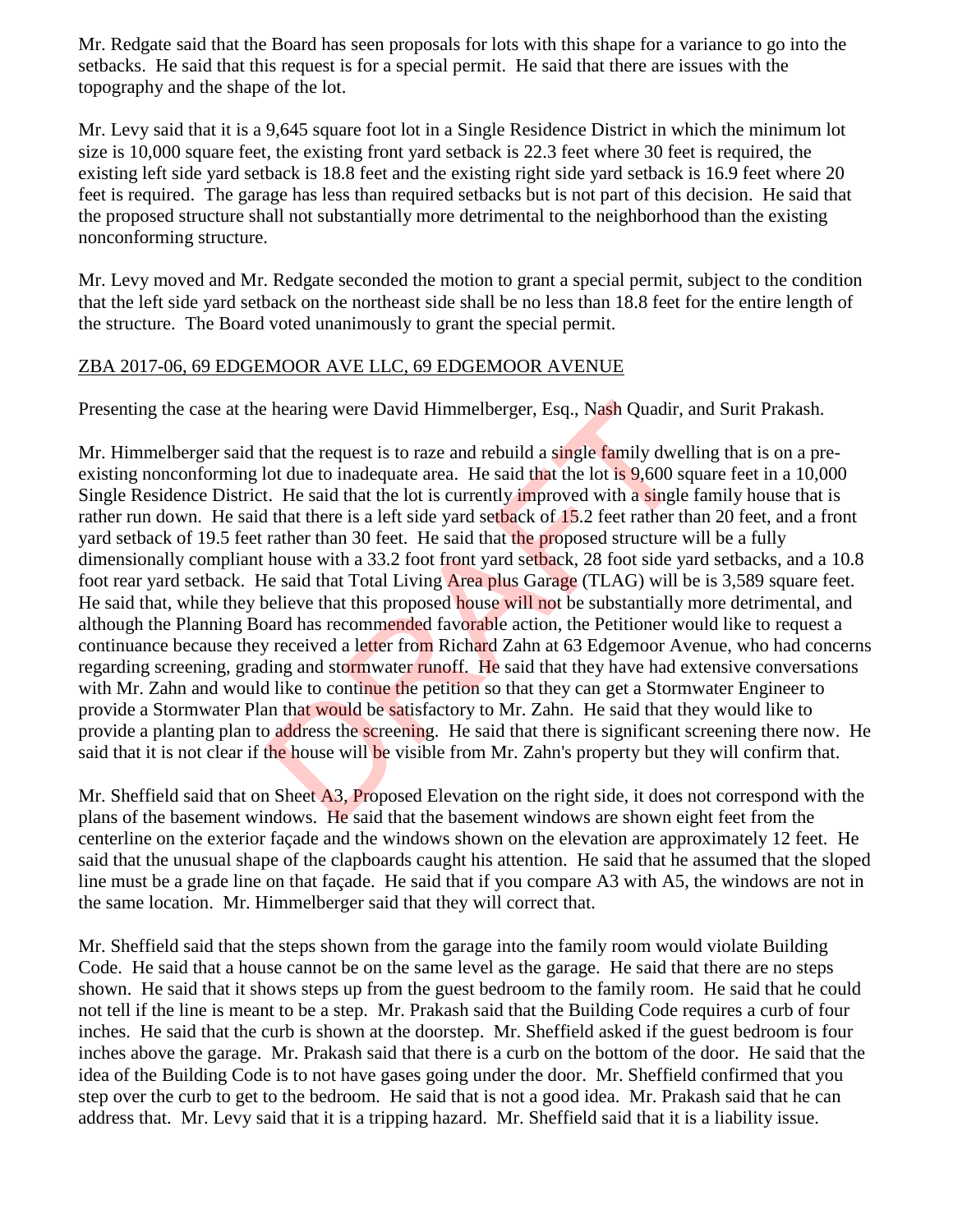Mr. Redgate said that the Board has seen proposals for lots with this shape for a variance to go into the setbacks. He said that this request is for a special permit. He said that there are issues with the topography and the shape of the lot.

Mr. Levy said that it is a 9,645 square foot lot in a Single Residence District in which the minimum lot size is 10,000 square feet, the existing front yard setback is 22.3 feet where 30 feet is required, the existing left side yard setback is 18.8 feet and the existing right side yard setback is 16.9 feet where 20 feet is required. The garage has less than required setbacks but is not part of this decision. He said that the proposed structure shall not substantially more detrimental to the neighborhood than the existing nonconforming structure.

Mr. Levy moved and Mr. Redgate seconded the motion to grant a special permit, subject to the condition that the left side yard setback on the northeast side shall be no less than 18.8 feet for the entire length of the structure. The Board voted unanimously to grant the special permit.

ZBA 2017-06, 69 EDGEMOOR AVE LLC, 69 EDGEMOOR AVENUE

Presenting the case at the hearing were David Himmelberger, Esq., Nash Quadir, and Surit Prakash.

Mr. Himmelberger said that the request is to raze and rebuild a single family dwelling that is on a pre-existing nonconforming lot due to inadequate area. He said that the lot is 9,600 square feet in a 10,000 Single Residence District. He said that the lot is currently improved with a single family house that is rather run down. He said that there is a left side yard setback of 15.2 feet rather than 20 feet, and a front yard setback of 19.5 feet rather than 30 feet. He said that the proposed structure will be a fully dimensionally compliant house with a 33.2 foot front yard setback, 28 foot side yard setbacks, and a 10.8 foot rear yard setback. He said that Total Living Area plus Garage (TLAG) will be is 3,589 square feet. He said that, while they believe that this proposed house will not be substantially more detrimental, and although the Planning Board has recommended favorable action, the Petitioner would like to request a continuance because they received a letter from Richard Zahn at 63 Edgemoor Avenue, who had concerns regarding screening, grading and stormwater runoff. He said that they have had extensive conversations with Mr. Zahn and would like to continue the petition so that they can get a Stormwater Engineer to provide a Stormwater Plan that would be satisfactory to Mr. Zahn. He said that they would like to provide a planting plan to address the screening. He said that there is significant screening there now. He said that it is not clear if the house will be visible from Mr. Zahn's property but they will confirm that.

Mr. Sheffield said that on Sheet A3, Proposed Elevation on the right side, it does not correspond with the plans of the basement windows. He said that the basement windows are shown eight feet from the centerline on the exterior façade and the windows shown on the elevation are approximately 12 feet. He said that the unusual shape of the clapboards caught his attention. He said that he assumed that the sloped line must be a grade line on that façade. He said that if you compare A3 with A5, the windows are not in the same location. Mr. Himmelberger said that they will correct that.

Mr. Sheffield said that the steps shown from the garage into the family room would violate Building Code. He said that a house cannot be on the same level as the garage. He said that there are no steps shown. He said that it shows steps up from the guest bedroom to the family room. He said that he could not tell if the line is meant to be a step. Mr. Prakash said that the Building Code requires a curb of four inches. He said that the curb is shown at the doorstep. Mr. Sheffield asked if the guest bedroom is four inches above the garage. Mr. Prakash said that there is a curb on the bottom of the door. He said that the idea of the Building Code is to not have gases going under the door. Mr. Sheffield confirmed that you step over the curb to get to the bedroom. He said that is not a good idea. Mr. Prakash said that he can address that. Mr. Levy said that it is a tripping hazard. Mr. Sheffield said that it is a liability issue.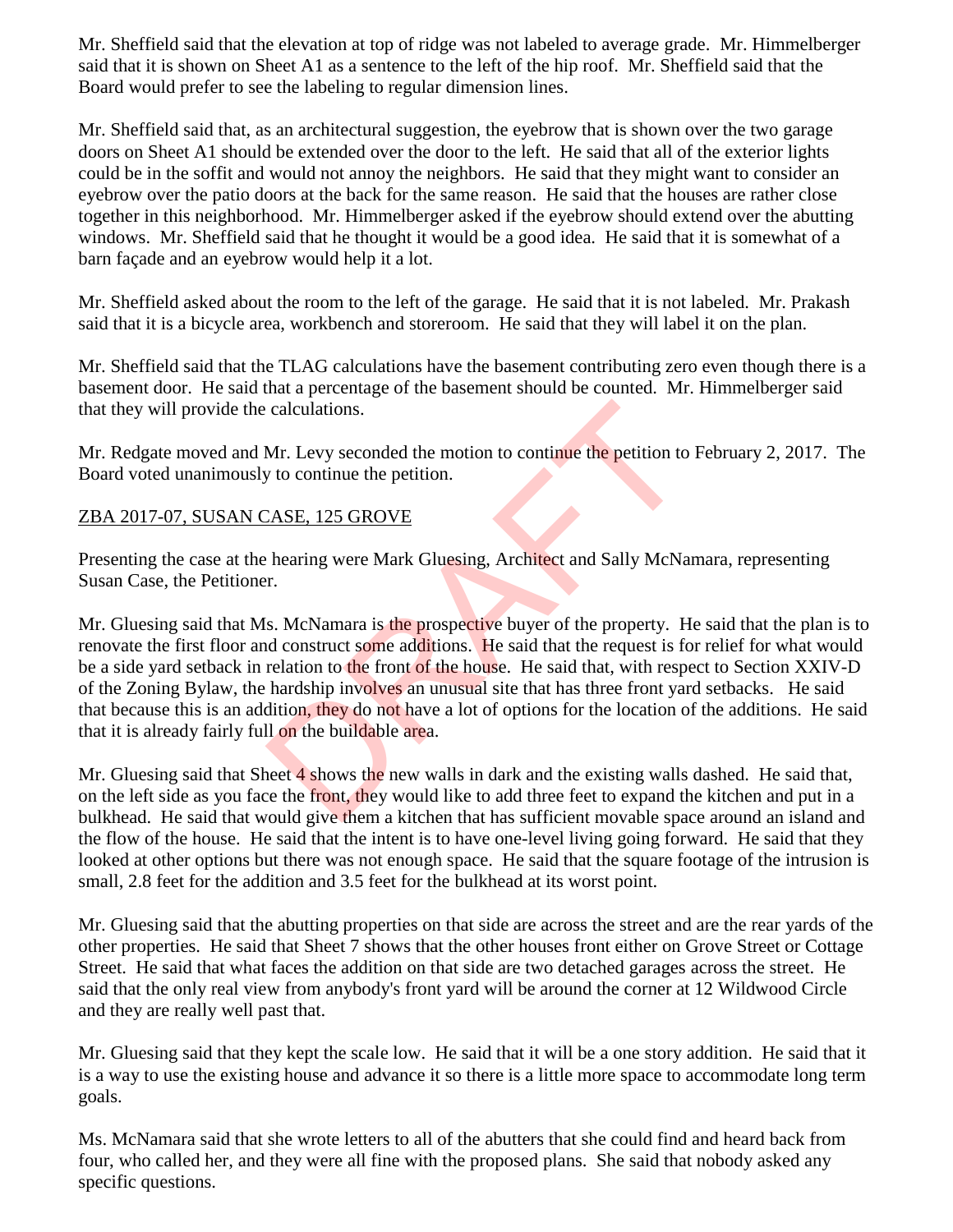Mr. Sheffield said that the elevation at top of ridge was not labeled to average grade. Mr. Himmelberger said that it is shown on Sheet A1 as a sentence to the left of the hip roof. Mr. Sheffield said that the Board would prefer to see the labeling to regular dimension lines.

Mr. Sheffield said that, as an architectural suggestion, the eyebrow that is shown over the two garage doors on Sheet A1 should be extended over the door to the left. He said that all of the exterior lights could be in the soffit and would not annoy the neighbors. He said that they might want to consider an eyebrow over the patio doors at the back for the same reason. He said that the houses are rather close together in this neighborhood. Mr. Himmelberger asked if the eyebrow should extend over the abutting windows. Mr. Sheffield said that he thought it would be a good idea. He said that it is somewhat of a barn façade and an eyebrow would help it a lot.

Mr. Sheffield asked about the room to the left of the garage. He said that it is not labeled. Mr. Prakash said that it is a bicycle area, workbench and storeroom. He said that they will label it on the plan.

Mr. Sheffield said that the TLAG calculations have the basement contributing zero even though there is a basement door. He said that a percentage of the basement should be counted. Mr. Himmelberger said that they will provide the calculations.

Mr. Redgate moved and Mr. Levy seconded the motion to continue the petition to February 2, 2017. The Board voted unanimously to continue the petition.

ZBA 2017-07, SUSAN CASE, 125 GROVE

Presenting the case at the hearing were Mark Gluesing, Architect and Sally McNamara, representing Susan Case, the Petitioner.

Mr. Gluesing said that Ms. McNamara is the prospective buyer of the property. He said that the plan is to renovate the first floor and construct some additions. He said that the request is for relief for what would be a side yard setback in relation to the front of the house. He said that, with respect to Section XXIV-D of the Zoning Bylaw, the hardship involves an unusual site that has three front yard setbacks. He said that because this is an addition, they do not have a lot of options for the location of the additions. He said that it is already fairly full on the buildable area.

Mr. Gluesing said that Sheet 4 shows the new walls in dark and the existing walls dashed. He said that, on the left side as you face the front, they would like to add three feet to expand the kitchen and put in a bulkhead. He said that would give them a kitchen that has sufficient movable space around an island and the flow of the house. He said that the intent is to have one-level living going forward. He said that they looked at other options but there was not enough space. He said that the square footage of the intrusion is small, 2.8 feet for the addition and 3.5 feet for the bulkhead at its worst point.

Mr. Gluesing said that the abutting properties on that side are across the street and are the rear yards of the other properties. He said that Sheet 7 shows that the other houses front either on Grove Street or Cottage Street. He said that what faces the addition on that side are two detached garages across the street. He said that the only real view from anybody's front yard will be around the corner at 12 Wildwood Circle and they are really well past that.

Mr. Gluesing said that they kept the scale low. He said that it will be a one story addition. He said that it is a way to use the existing house and advance it so there is a little more space to accommodate long term goals.

Ms. McNamara said that she wrote letters to all of the abutters that she could find and heard back from four, who called her, and they were all fine with the proposed plans. She said that nobody asked any specific questions.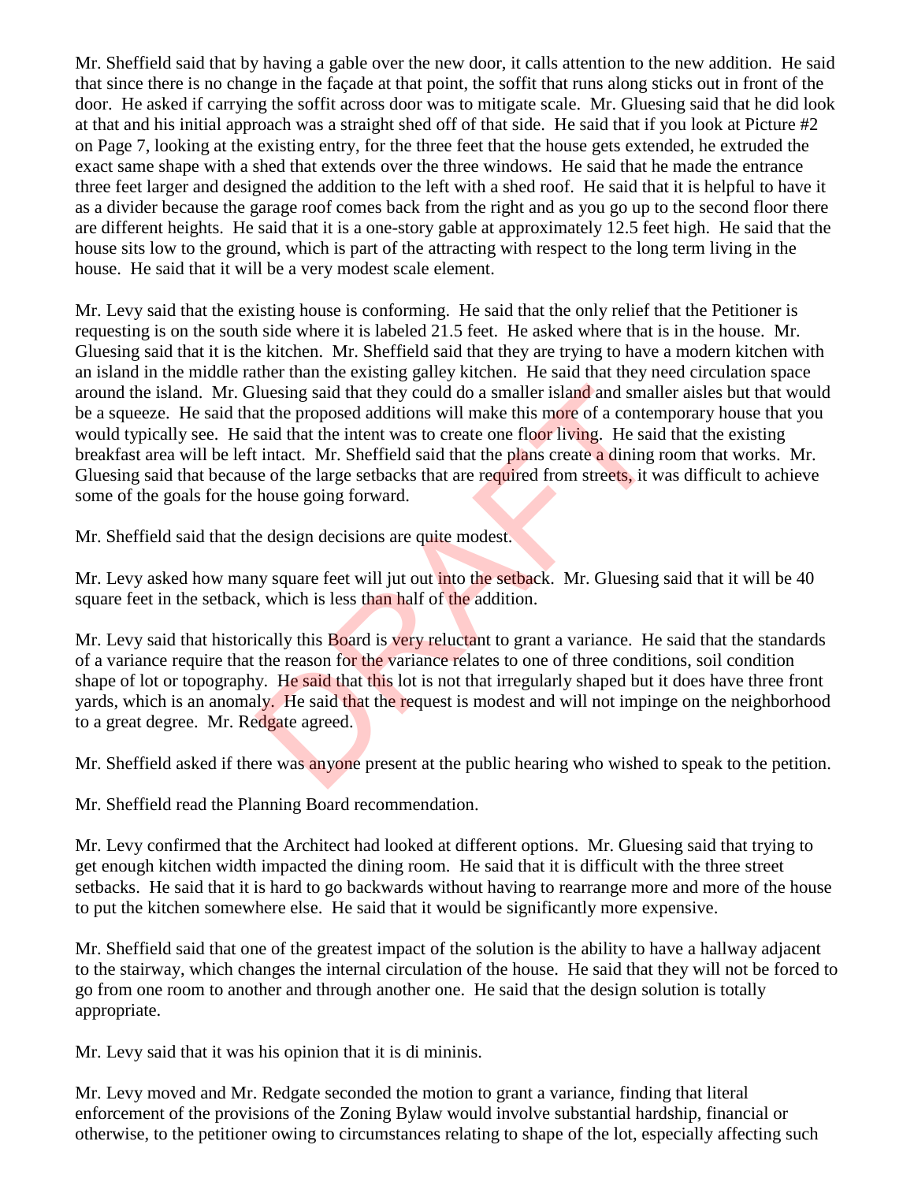Mr. Sheffield said that by having a gable over the new door, it calls attention to the new addition. He said that since there is no change in the façade at that point, the soffit that runs along sticks out in front of the door. He asked if carrying the soffit across door was to mitigate scale. Mr. Gluesing said that he did look at that and his initial approach was a straight shed off of that side. He said that if you look at Picture #2 on Page 7, looking at the existing entry, for the three feet that the house gets extended, he extruded the exact same shape with a shed that extends over the three windows. He said that he made the entrance three feet larger and designed the addition to the left with a shed roof. He said that it is helpful to have it as a divider because the garage roof comes back from the right and as you go up to the second floor there are different heights. He said that it is a one-story gable at approximately 12.5 feet high. He said that the house sits low to the ground, which is part of the attracting with respect to the long term living in the house. He said that it will be a very modest scale element.

Mr. Levy said that the existing house is conforming. He said that the only relief that the Petitioner is requesting is on the south side where it is labeled 21.5 feet. He asked where that is in the house. Mr. Gluesing said that it is the kitchen. Mr. Sheffield said that they are trying to have a modern kitchen with an island in the middle rather than the existing galley kitchen. He said that they need circulation space around the island. Mr. Gluesing said that they could do a smaller island and smaller aisles but that would be a squeeze. He said that the proposed additions will make this more of a contemporary house that you would typically see. He said that the intent was to create one floor living. He said that the existing breakfast area will be left intact. Mr. Sheffield said that the plans create a dining room that works. Mr. Gluesing said that because of the large setbacks that are required from streets, it was difficult to achieve some of the goals for the house going forward.

Mr. Sheffield said that the design decisions are quite modest.

Mr. Levy asked how many square feet will jut out into the setback. Mr. Gluesing said that it will be 40 square feet in the setback, which is less than half of the addition.

Mr. Levy said that historically this Board is very reluctant to grant a variance. He said that the standards of a variance require that the reason for the variance relates to one of three conditions, soil condition shape of lot or topography. He said that this lot is not that irregularly shaped but it does have three front yards, which is an anomaly. He said that the request is modest and will not impinge on the neighborhood to a great degree. Mr. Redgate agreed.

Mr. Sheffield asked if there was anyone present at the public hearing who wished to speak to the petition.

Mr. Sheffield read the Planning Board recommendation.

Mr. Levy confirmed that the Architect had looked at different options. Mr. Gluesing said that trying to get enough kitchen width impacted the dining room. He said that it is difficult with the three street setbacks. He said that it is hard to go backwards without having to rearrange more and more of the house to put the kitchen somewhere else. He said that it would be significantly more expensive.

Mr. Sheffield said that one of the greatest impact of the solution is the ability to have a hallway adjacent to the stairway, which changes the internal circulation of the house. He said that they will not be forced to go from one room to another and through another one. He said that the design solution is totally appropriate.

Mr. Levy said that it was his opinion that it is di mininis.

Mr. Levy moved and Mr. Redgate seconded the motion to grant a variance, finding that literal enforcement of the provisions of the Zoning Bylaw would involve substantial hardship, financial or otherwise, to the petitioner owing to circumstances relating to shape of the lot, especially affecting such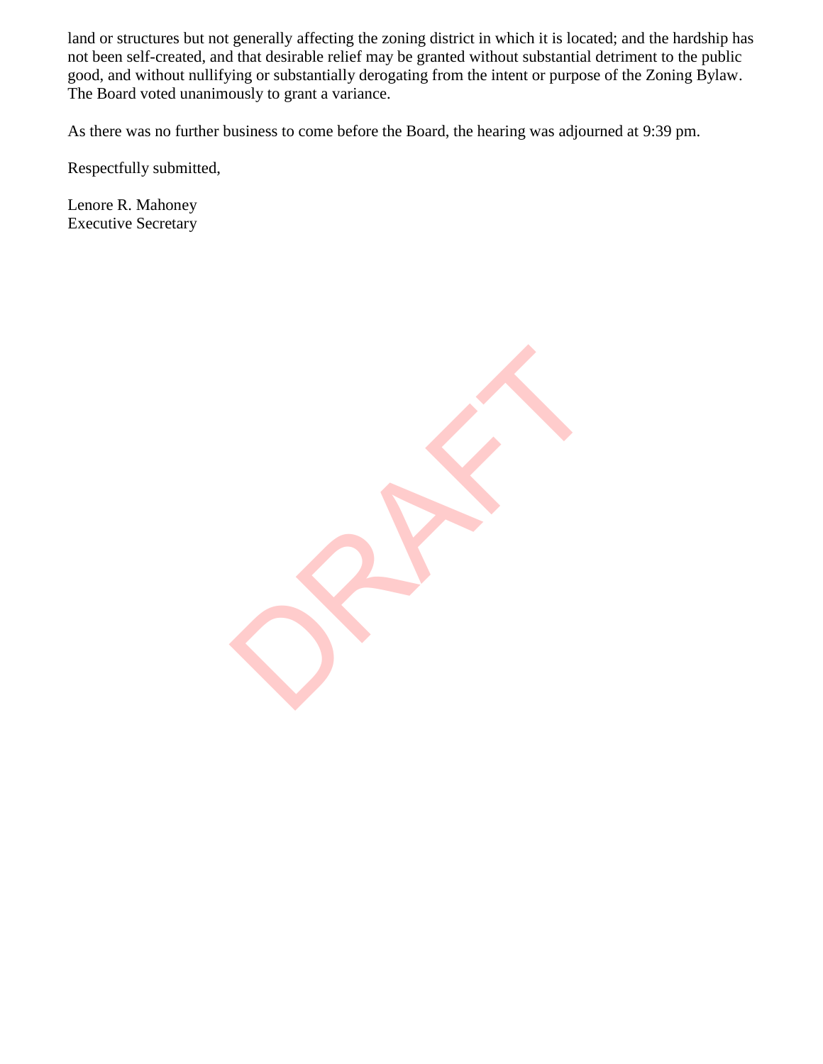land or structures but not generally affecting the zoning district in which it is located; and the hardship has not been self-created, and that desirable relief may be granted without substantial detriment to the public good, and without nullifying or substantially derogating from the intent or purpose of the Zoning Bylaw. The Board voted unanimously to grant a variance.

As there was no further business to come before the Board, the hearing was adjourned at 9:39 pm.

Respectfully submitted,

Lenore R. Mahoney
Executive Secretary

DRAFT